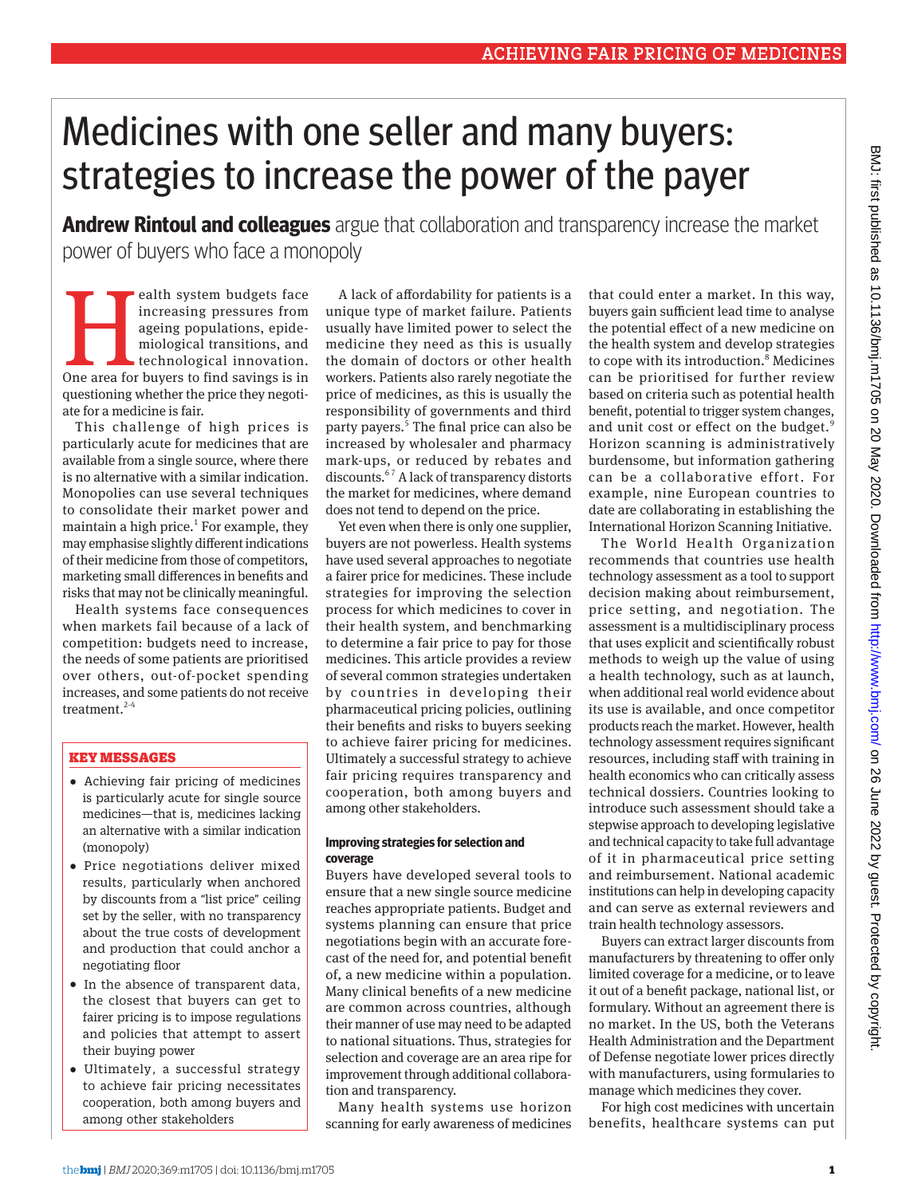# Medicines with one seller and many buyers: strategies to increase the power of the payer

**Andrew Rintoul and colleagues** argue that collaboration and transparency increase the market power of buyers who face a monopoly

Health system budgets face increasing pressures from ageing populations, epidemiological transitions, and technological innovation. One area for buyers to find savings is in questioning whether the price they negotiate for a medicine is fair.

This challenge of high prices is particularly acute for medicines that are available from a single source, where there is no alternative with a similar indication. Monopolies can use several techniques to consolidate their market power and maintain a high price.[1] For example, they may emphasise slightly different indications of their medicine from those of competitors, marketing small differences in benefits and risks that may not be clinically meaningful.

Health systems face consequences when markets fail because of a lack of competition: budgets need to increase, the needs of some patients are prioritised over others, out-of-pocket spending increases, and some patients do not receive treatment.[2-4]

### KEY MESSAGES

- Achieving fair pricing of medicines is particularly acute for single source medicines—that is, medicines lacking an alternative with a similar indication (monopoly)
- Price negotiations deliver mixed results, particularly when anchored by discounts from a "list price" ceiling set by the seller, with no transparency about the true costs of development and production that could anchor a negotiating floor
- In the absence of transparent data, the closest that buyers can get to fairer pricing is to impose regulations and policies that attempt to assert their buying power
- Ultimately, a successful strategy to achieve fair pricing necessitates cooperation, both among buyers and among other stakeholders

A lack of affordability for patients is a unique type of market failure. Patients usually have limited power to select the medicine they need as this is usually the domain of doctors or other health workers. Patients also rarely negotiate the price of medicines, as this is usually the responsibility of governments and third party payers.[5] The final price can also be increased by wholesaler and pharmacy mark-ups, or reduced by rebates and discounts.[6,7] A lack of transparency distorts the market for medicines, where demand does not tend to depend on the price.

Yet even when there is only one supplier, buyers are not powerless. Health systems have used several approaches to negotiate a fairer price for medicines. These include strategies for improving the selection process for which medicines to cover in their health system, and benchmarking to determine a fair price to pay for those medicines. This article provides a review of several common strategies undertaken by countries in developing their pharmaceutical pricing policies, outlining their benefits and risks to buyers seeking to achieve fairer pricing for medicines. Ultimately a successful strategy to achieve fair pricing requires transparency and cooperation, both among buyers and among other stakeholders.

## Improving strategies for selection and coverage

Buyers have developed several tools to ensure that a new single source medicine reaches appropriate patients. Budget and systems planning can ensure that price negotiations begin with an accurate forecast of the need for, and potential benefit of, a new medicine within a population. Many clinical benefits of a new medicine are common across countries, although their manner of use may need to be adapted to national situations. Thus, strategies for selection and coverage are an area ripe for improvement through additional collaboration and transparency.

Many health systems use horizon scanning for early awareness of medicines that could enter a market. In this way, buyers gain sufficient lead time to analyse the potential effect of a new medicine on the health system and develop strategies to cope with its introduction.[8] Medicines can be prioritised for further review based on criteria such as potential health benefit, potential to trigger system changes, and unit cost or effect on the budget.[9] Horizon scanning is administratively burdensome, but information gathering can be a collaborative effort. For example, nine European countries to date are collaborating in establishing the International Horizon Scanning Initiative.

The World Health Organization recommends that countries use health technology assessment as a tool to support decision making about reimbursement, price setting, and negotiation. The assessment is a multidisciplinary process that uses explicit and scientifically robust methods to weigh up the value of using a health technology, such as at launch, when additional real world evidence about its use is available, and once competitor products reach the market. However, health technology assessment requires significant resources, including staff with training in health economics who can critically assess technical dossiers. Countries looking to introduce such assessment should take a stepwise approach to developing legislative and technical capacity to take full advantage of it in pharmaceutical price setting and reimbursement. National academic institutions can help in developing capacity and can serve as external reviewers and train health technology assessors.

Buyers can extract larger discounts from manufacturers by threatening to offer only limited coverage for a medicine, or to leave it out of a benefit package, national list, or formulary. Without an agreement there is no market. In the US, both the Veterans Health Administration and the Department of Defense negotiate lower prices directly with manufacturers, using formularies to manage which medicines they cover.

For high cost medicines with uncertain benefits, healthcare systems can put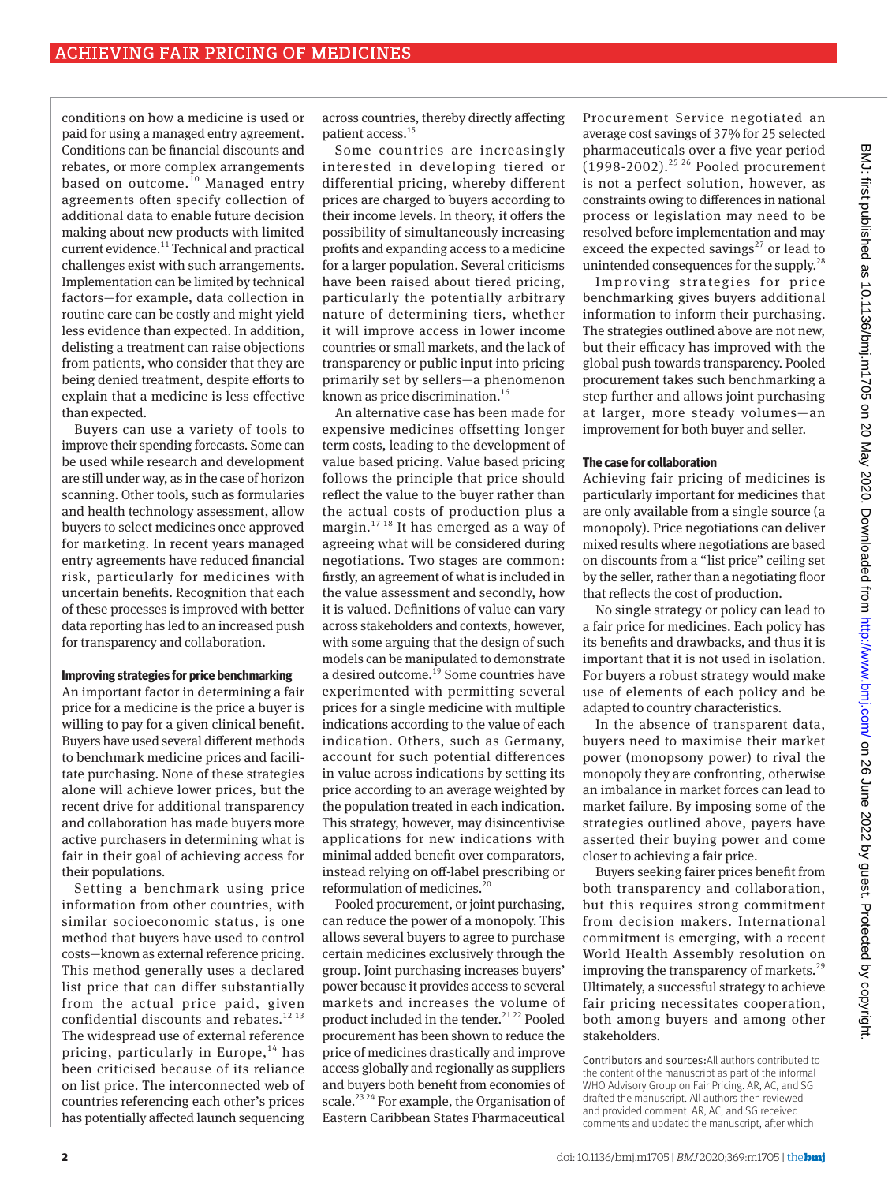conditions on how a medicine is used or paid for using a managed entry agreement. Conditions can be financial discounts and rebates, or more complex arrangements based on outcome.[10] Managed entry agreements often specify collection of additional data to enable future decision making about new products with limited current evidence.[11] Technical and practical challenges exist with such arrangements. Implementation can be limited by technical factors—for example, data collection in routine care can be costly and might yield less evidence than expected. In addition, delisting a treatment can raise objections from patients, who consider that they are being denied treatment, despite efforts to explain that a medicine is less effective than expected.

Buyers can use a variety of tools to improve their spending forecasts. Some can be used while research and development are still under way, as in the case of horizon scanning. Other tools, such as formularies and health technology assessment, allow buyers to select medicines once approved for marketing. In recent years managed entry agreements have reduced financial risk, particularly for medicines with uncertain benefits. Recognition that each of these processes is improved with better data reporting has led to an increased push for transparency and collaboration.

### Improving strategies for price benchmarking

An important factor in determining a fair price for a medicine is the price a buyer is willing to pay for a given clinical benefit. Buyers have used several different methods to benchmark medicine prices and facilitate purchasing. None of these strategies alone will achieve lower prices, but the recent drive for additional transparency and collaboration has made buyers more active purchasers in determining what is fair in their goal of achieving access for their populations.

Setting a benchmark using price information from other countries, with similar socioeconomic status, is one method that buyers have used to control costs—known as external reference pricing. This method generally uses a declared list price that can differ substantially from the actual price paid, given confidential discounts and rebates.[12,13] The widespread use of external reference pricing, particularly in Europe,[14] has been criticised because of its reliance on list price. The interconnected web of countries referencing each other's prices has potentially affected launch sequencing across countries, thereby directly affecting patient access.[15]

Some countries are increasingly interested in developing tiered or differential pricing, whereby different prices are charged to buyers according to their income levels. In theory, it offers the possibility of simultaneously increasing profits and expanding access to a medicine for a larger population. Several criticisms have been raised about tiered pricing, particularly the potentially arbitrary nature of determining tiers, whether it will improve access in lower income countries or small markets, and the lack of transparency or public input into pricing primarily set by sellers—a phenomenon known as price discrimination.[16]

An alternative case has been made for expensive medicines offsetting longer term costs, leading to the development of value based pricing. Value based pricing follows the principle that price should reflect the value to the buyer rather than the actual costs of production plus a margin.[17,18] It has emerged as a way of agreeing what will be considered during negotiations. Two stages are common: firstly, an agreement of what is included in the value assessment and secondly, how it is valued. Definitions of value can vary across stakeholders and contexts, however, with some arguing that the design of such models can be manipulated to demonstrate a desired outcome.[19] Some countries have experimented with permitting several prices for a single medicine with multiple indications according to the value of each indication. Others, such as Germany, account for such potential differences in value across indications by setting its price according to an average weighted by the population treated in each indication. This strategy, however, may disincentivise applications for new indications with minimal added benefit over comparators, instead relying on off-label prescribing or reformulation of medicines.[20]

Pooled procurement, or joint purchasing, can reduce the power of a monopoly. This allows several buyers to agree to purchase certain medicines exclusively through the group. Joint purchasing increases buyers' power because it provides access to several markets and increases the volume of product included in the tender.[21,22] Pooled procurement has been shown to reduce the price of medicines drastically and improve access globally and regionally as suppliers and buyers both benefit from economies of scale.[23,24] For example, the Organisation of Eastern Caribbean States Pharmaceutical Procurement Service negotiated an average cost savings of 37% for 25 selected pharmaceuticals over a five year period (1998-2002).[25,26] Pooled procurement is not a perfect solution, however, as constraints owing to differences in national process or legislation may need to be resolved before implementation and may exceed the expected savings[27] or lead to unintended consequences for the supply.[28]

Improving strategies for price benchmarking gives buyers additional information to inform their purchasing. The strategies outlined above are not new, but their efficacy has improved with the global push towards transparency. Pooled procurement takes such benchmarking a step further and allows joint purchasing at larger, more steady volumes—an improvement for both buyer and seller.

### The case for collaboration

Achieving fair pricing of medicines is particularly important for medicines that are only available from a single source (a monopoly). Price negotiations can deliver mixed results where negotiations are based on discounts from a "list price" ceiling set by the seller, rather than a negotiating floor that reflects the cost of production.

No single strategy or policy can lead to a fair price for medicines. Each policy has its benefits and drawbacks, and thus it is important that it is not used in isolation. For buyers a robust strategy would make use of elements of each policy and be adapted to country characteristics.

In the absence of transparent data, buyers need to maximise their market power (monopsony power) to rival the monopoly they are confronting, otherwise an imbalance in market forces can lead to market failure. By imposing some of the strategies outlined above, payers have asserted their buying power and come closer to achieving a fair price.

Buyers seeking fairer prices benefit from both transparency and collaboration, but this requires strong commitment from decision makers. International commitment is emerging, with a recent World Health Assembly resolution on improving the transparency of markets.[29] Ultimately, a successful strategy to achieve fair pricing necessitates cooperation, both among buyers and among other stakeholders.

Contributors and sources: All authors contributed to the content of the manuscript as part of the informal WHO Advisory Group on Fair Pricing. AR, AC, and SG drafted the manuscript. All authors then reviewed and provided comment. AR, AC, and SG received comments and updated the manuscript, after which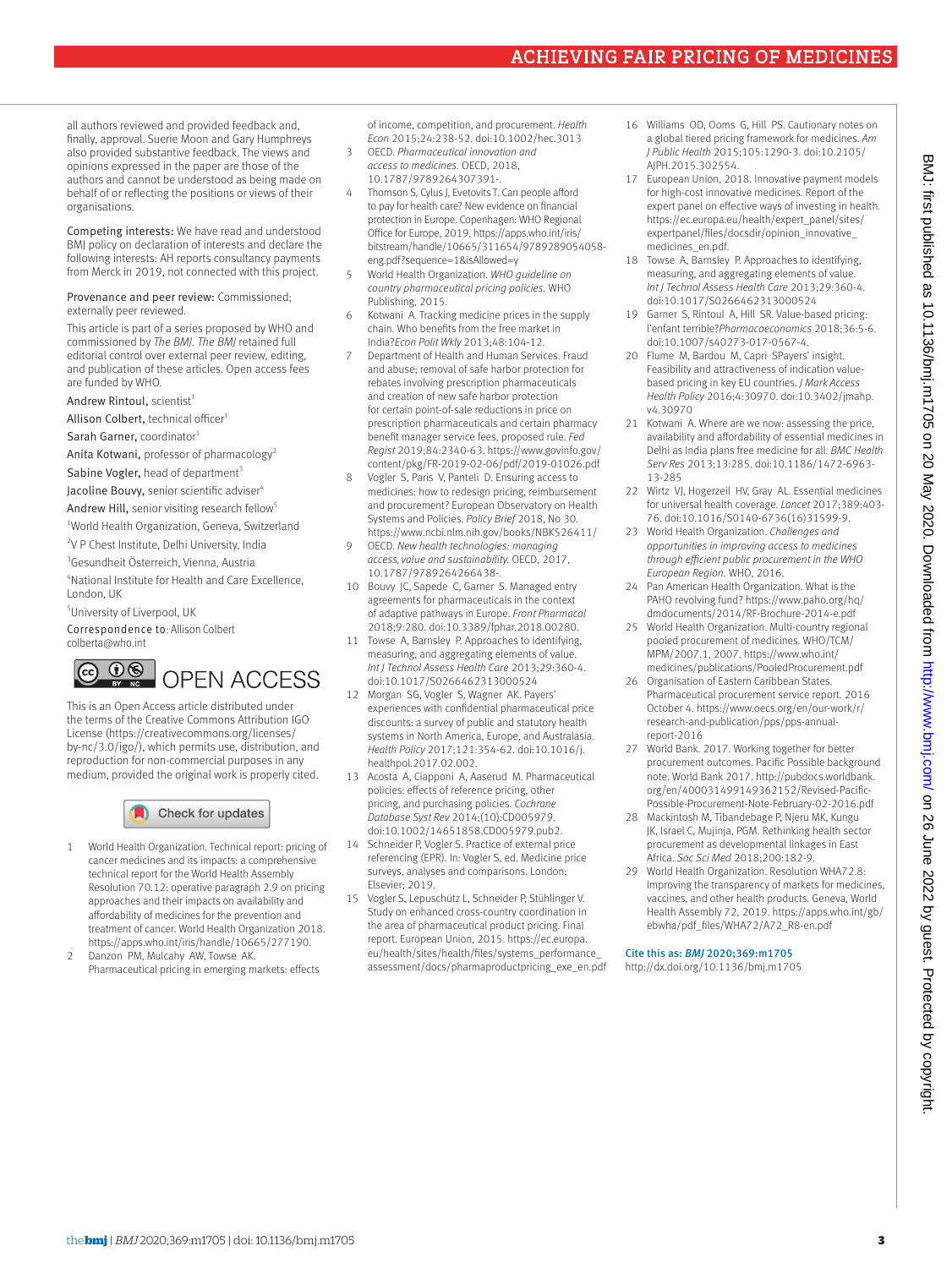all authors reviewed and provided feedback and, finally, approval. Suerie Moon and Gary Humphreys also provided substantive feedback. The views and opinions expressed in the paper are those of the authors and cannot be understood as being made on behalf of or reflecting the positions or views of their organisations.

**Competing interests:** We have read and understood BMJ policy on declaration of interests and declare the following interests: AH reports consultancy payments from Merck in 2019, not connected with this project.

**Provenance and peer review:** Commissioned; externally peer reviewed.

This article is part of a series proposed by WHO and commissioned by *The BMJ*. *The BMJ* retained full editorial control over external peer review, editing, and publication of these articles. Open access fees are funded by WHO.

**Andrew Rintoul**, scientist[1]

**Allison Colbert**, technical officer[1]

**Sarah Garner**, coordinator[1]

**Anita Kotwani**, professor of pharmacology[2]

**Sabine Vogler**, head of department[3]

**Jacoline Bouvy**, senior scientific adviser[4]

**Andrew Hill**, senior visiting research fellow[5]

[1]World Health Organization, Geneva, Switzerland

[2]V P Chest Institute, Delhi University, India

[3]Gesundheit Österreich, Vienna, Austria

[4]National Institute for Health and Care Excellence, London, UK

[5]University of Liverpool, UK

Correspondence to: Allison Colbert colberta@who.int

OPEN ACCESS

This is an Open Access article distributed under the terms of the Creative Commons Attribution IGO License (https://creativecommons.org/licenses/by-nc/3.0/igo/), which permits use, distribution, and reproduction for non-commercial purposes in any medium, provided the original work is properly cited.

1. World Health Organization. Technical report: pricing of cancer medicines and its impacts: a comprehensive technical report for the World Health Assembly Resolution 70.12: operative paragraph 2.9 on pricing approaches and their impacts on availability and affordability of medicines for the prevention and treatment of cancer. World Health Organization 2018. https://apps.who.int/iris/handle/10665/277190.
2. Danzon PM, Mulcahy AW, Towse AK. Pharmaceutical pricing in emerging markets: effects of income, competition, and procurement. *Health Econ* 2015;24:238-52. doi:10.1002/hec.3013
3. OECD. *Pharmaceutical innovation and access to medicines.* OECD, 2018, 10.1787/9789264307391-.
4. Thomson S, Cylus J, Evetovits T. Can people afford to pay for health care? New evidence on financial protection in Europe. Copenhagen: WHO Regional Office for Europe, 2019. https://apps.who.int/iris/bitstream/handle/10665/311654/9789289054058-eng.pdf?sequence=1&isAllowed=y
5. World Health Organization. *WHO guideline on country pharmaceutical pricing policies.* WHO Publishing, 2015.
6. Kotwani A. Tracking medicine prices in the supply chain. Who benefits from the free market in India?*Econ Polit Wkly* 2013;48:104-12.
7. Department of Health and Human Services. Fraud and abuse; removal of safe harbor protection for rebates involving prescription pharmaceuticals and creation of new safe harbor protection for certain point-of-sale reductions in price on prescription pharmaceuticals and certain pharmacy benefit manager service fees, proposed rule. *Fed Regist* 2019;84:2340-63. https://www.govinfo.gov/content/pkg/FR-2019-02-06/pdf/2019-01026.pdf
8. Vogler S, Paris V, Panteli D. Ensuring access to medicines: how to redesign pricing, reimbursement and procurement? European Observatory on Health Systems and Policies. *Policy Brief* 2018, No 30. https://www.ncbi.nlm.nih.gov/books/NBK526411/
9. OECD. *New health technologies: managing access, value and sustainability.* OECD, 2017, 10.1787/9789264266438-.
10. Bouvy JC, Sapede C, Garner S. Managed entry agreements for pharmaceuticals in the context of adaptive pathways in Europe. *Front Pharmacol* 2018;9:280. doi:10.3389/fphar.2018.00280.
11. Towse A, Barnsley P. Approaches to identifying, measuring, and aggregating elements of value. *Int J Technol Assess Health Care* 2013;29:360-4. doi:10.1017/S0266462313000524
12. Morgan SG, Vogler S, Wagner AK. Payers' experiences with confidential pharmaceutical price discounts: a survey of public and statutory health systems in North America, Europe, and Australasia. *Health Policy* 2017;121:354-62. doi:10.1016/j.healthpol.2017.02.002.
13. Acosta A, Ciapponi A, Aaserud M. Pharmaceutical policies: effects of reference pricing, other pricing, and purchasing policies. *Cochrane Database Syst Rev* 2014;(10):CD005979. doi:10.1002/14651858.CD005979.pub2.
14. Schneider P, Vogler S. Practice of external price referencing (EPR). In: Vogler S, ed. Medicine price surveys, analyses and comparisons. London: Elsevier; 2019.
15. Vogler S, Lepuschütz L, Schneider P, Stühlinger V. Study on enhanced cross-country coordination in the area of pharmaceutical product pricing. Final report. European Union, 2015. https://ec.europa.eu/health/sites/health/files/systems_performance_assessment/docs/pharmaproductpricing_exe_en.pdf
16. Williams OD, Ooms G, Hill PS. Cautionary notes on a global tiered pricing framework for medicines. *Am J Public Health* 2015;105:1290-3. doi:10.2105/AJPH.2015.302554.
17. European Union, 2018. Innovative payment models for high-cost innovative medicines. Report of the expert panel on effective ways of investing in health. https://ec.europa.eu/health/expert_panel/sites/expertpanel/files/docsdir/opinion_innovative_medicines_en.pdf.
18. Towse A, Barnsley P. Approaches to identifying, measuring, and aggregating elements of value. *Int J Technol Assess Health Care* 2013;29:360-4. doi:10.1017/S0266462313000524
19. Garner S, Rintoul A, Hill SR. Value-based pricing: l'enfant terrible?*Pharmacoeconomics* 2018;36:5-6. doi:10.1007/s40273-017-0567-4.
20. Flume M, Bardou M, Capri SPayers' insight. Feasibility and attractiveness of indication value-based pricing in key EU countries. *J Mark Access Health Policy* 2016;4:30970. doi:10.3402/jmahp.v4.30970
21. Kotwani A. Where are we now: assessing the price, availability and affordability of essential medicines in Delhi as India plans free medicine for all. *BMC Health Serv Res* 2013;13:285. doi:10.1186/1472-6963-13-285
22. Wirtz VJ, Hogerzeil HV, Gray AL. Essential medicines for universal health coverage. *Lancet* 2017;389:403-76. doi:10.1016/S0140-6736(16)31599-9.
23. World Health Organization. *Challenges and opportunities in improving access to medicines through efficient public procurement in the WHO European Region.* WHO, 2016.
24. Pan American Health Organization. What is the PAHO revolving fund? https://www.paho.org/hq/dmdocuments/2014/RF-Brochure-2014-e.pdf
25. World Health Organization. Multi-country regional pooled procurement of medicines. WHO/TCM/MPM/2007.1, 2007. https://www.who.int/medicines/publications/PooledProcurement.pdf
26. Organisation of Eastern Caribbean States. Pharmaceutical procurement service report. 2016 October 4. https://www.oecs.org/en/our-work/r/research-and-publication/pps/pps-annual-report-2016
27. World Bank. 2017. Working together for better procurement outcomes. Pacific Possible background note. World Bank 2017. http://pubdocs.worldbank.org/en/400031499149362152/Revised-Pacific-Possible-Procurement-Note-February-02-2016.pdf
28. Mackintosh M, Tibandebage P, Njeru MK, Kungu JK, Israel C, Mujinja, PGM. Rethinking health sector procurement as developmental linkages in East Africa. *Soc Sci Med* 2018;200:182-9.
29. World Health Organization. Resolution WHA72.8: Improving the transparency of markets for medicines, vaccines, and other health products. Geneva, World Health Assembly 72, 2019. https://apps.who.int/gb/ebwha/pdf_files/WHA72/A72_R8-en.pdf

**Cite this as:** *BMJ* **2020;369:m1705**
http://dx.doi.org/10.1136/bmj.m1705